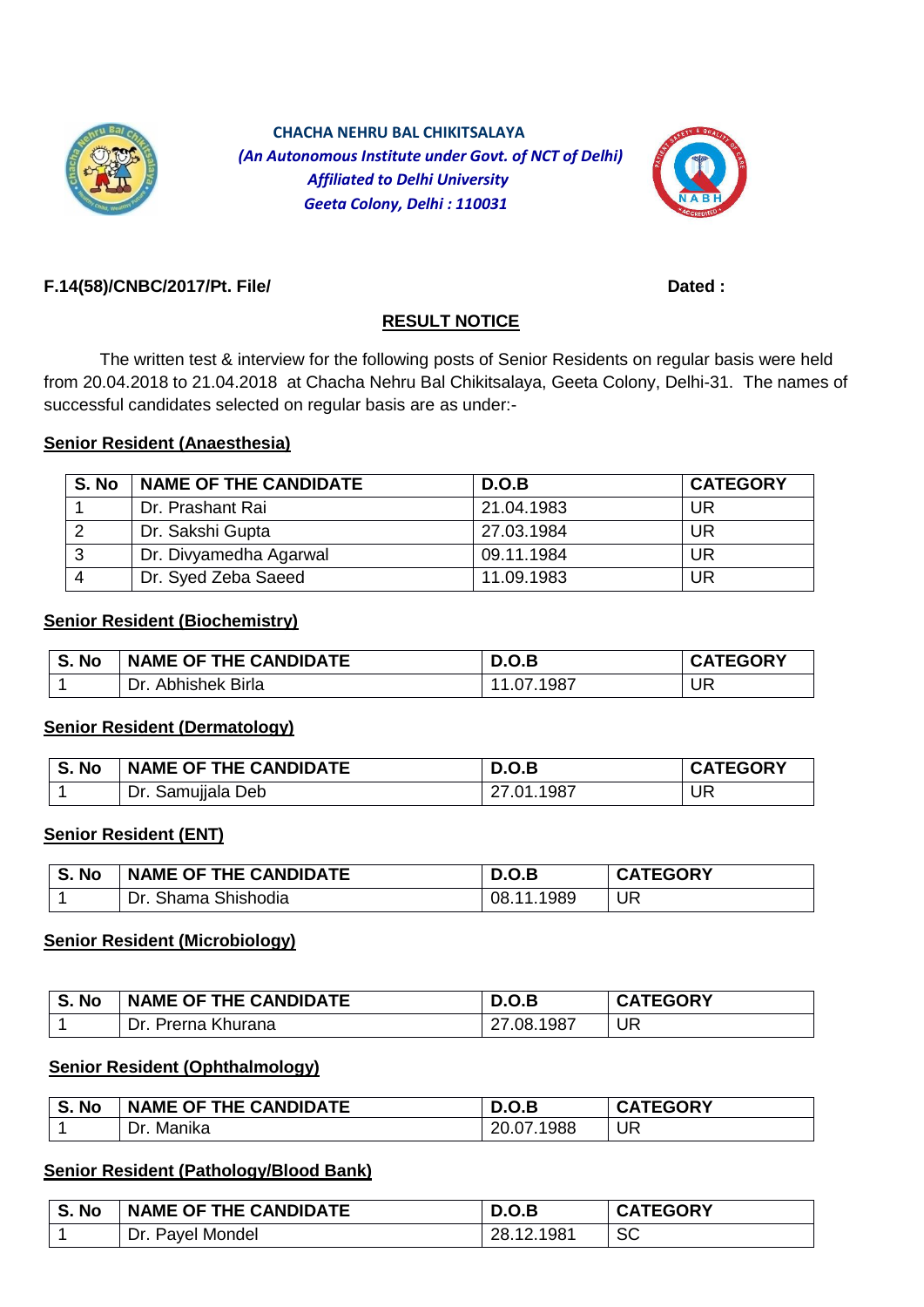**CHACHA NEHRU BAL CHIKITSALAYA**

***(An Autonomous Institute under Govt. of NCT of Delhi)***

***Affiliated to Delhi University***

***Geeta Colony, Delhi : 110031***

**F.14(58)/CNBC/2017/Pt. File/** **Dated :**

## RESULT NOTICE

The written test & interview for the following posts of Senior Residents on regular basis were held from 20.04.2018 to 21.04.2018 at Chacha Nehru Bal Chikitsalaya, Geeta Colony, Delhi-31. The names of successful candidates selected on regular basis are as under:-

### Senior Resident (Anaesthesia)

| S. No | NAME OF THE CANDIDATE | D.O.B | CATEGORY |
|---|---|---|---|
| 1 | Dr. Prashant Rai | 21.04.1983 | UR |
| 2 | Dr. Sakshi Gupta | 27.03.1984 | UR |
| 3 | Dr. Divyamedha Agarwal | 09.11.1984 | UR |
| 4 | Dr. Syed Zeba Saeed | 11.09.1983 | UR |

### Senior Resident (Biochemistry)

| S. No | NAME OF THE CANDIDATE | D.O.B | CATEGORY |
|---|---|---|---|
| 1 | Dr. Abhishek Birla | 11.07.1987 | UR |

### Senior Resident (Dermatology)

| S. No | NAME OF THE CANDIDATE | D.O.B | CATEGORY |
|---|---|---|---|
| 1 | Dr. Samujjala Deb | 27.01.1987 | UR |

### Senior Resident (ENT)

| S. No | NAME OF THE CANDIDATE | D.O.B | CATEGORY |
|---|---|---|---|
| 1 | Dr. Shama Shishodia | 08.11.1989 | UR |

### Senior Resident (Microbiology)

| S. No | NAME OF THE CANDIDATE | D.O.B | CATEGORY |
|---|---|---|---|
| 1 | Dr. Prerna Khurana | 27.08.1987 | UR |

### Senior Resident (Ophthalmology)

| S. No | NAME OF THE CANDIDATE | D.O.B | CATEGORY |
|---|---|---|---|
| 1 | Dr. Manika | 20.07.1988 | UR |

### Senior Resident (Pathology/Blood Bank)

| S. No | NAME OF THE CANDIDATE | D.O.B | CATEGORY |
|---|---|---|---|
| 1 | Dr. Payel Mondel | 28.12.1981 | SC |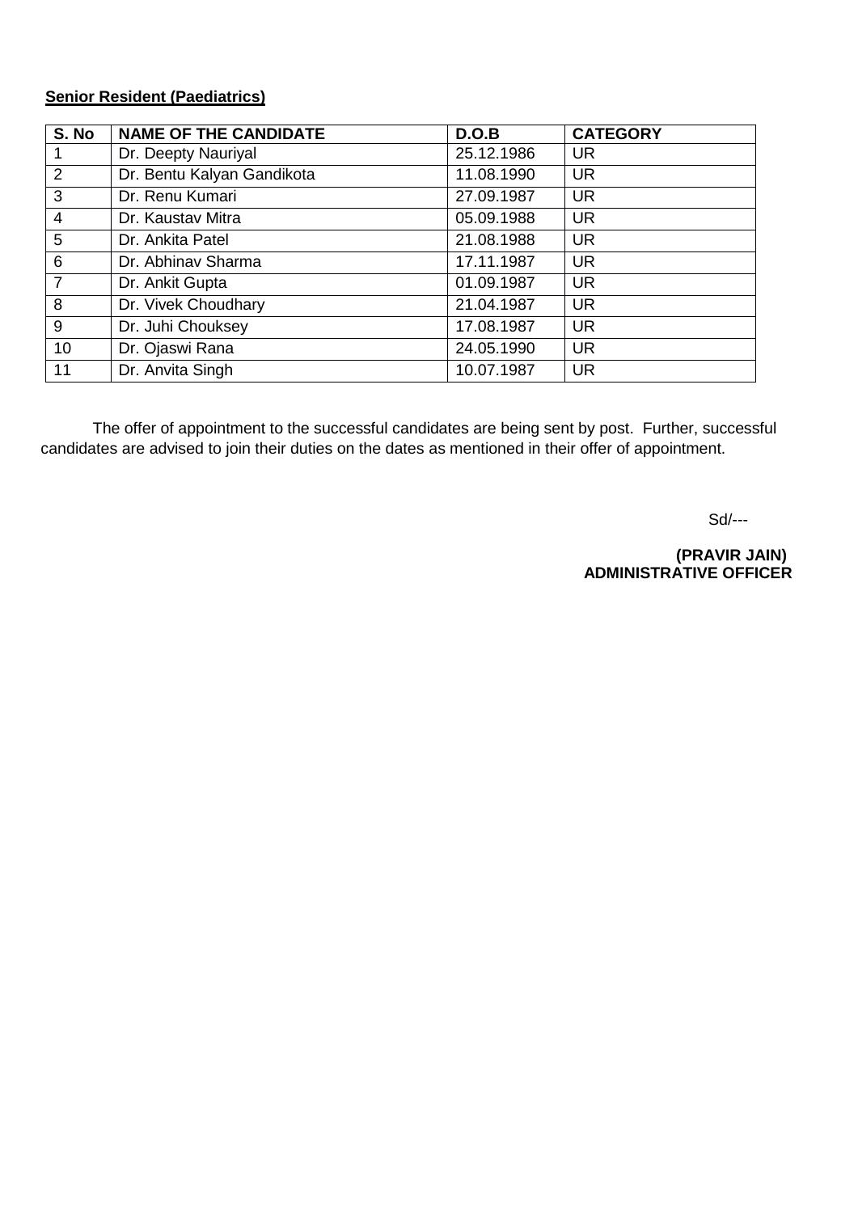**Senior Resident (Paediatrics)**

| S. No | NAME OF THE CANDIDATE | D.O.B | CATEGORY |
|---|---|---|---|
| 1 | Dr. Deepty Nauriyal | 25.12.1986 | UR |
| 2 | Dr. Bentu Kalyan Gandikota | 11.08.1990 | UR |
| 3 | Dr. Renu Kumari | 27.09.1987 | UR |
| 4 | Dr. Kaustav Mitra | 05.09.1988 | UR |
| 5 | Dr. Ankita Patel | 21.08.1988 | UR |
| 6 | Dr. Abhinav Sharma | 17.11.1987 | UR |
| 7 | Dr. Ankit Gupta | 01.09.1987 | UR |
| 8 | Dr. Vivek Choudhary | 21.04.1987 | UR |
| 9 | Dr. Juhi Chouksey | 17.08.1987 | UR |
| 10 | Dr. Ojaswi Rana | 24.05.1990 | UR |
| 11 | Dr. Anvita Singh | 10.07.1987 | UR |

The offer of appointment to the successful candidates are being sent by post. Further, successful candidates are advised to join their duties on the dates as mentioned in their offer of appointment.

Sd/---

**(PRAVIR JAIN)**
**ADMINISTRATIVE OFFICER**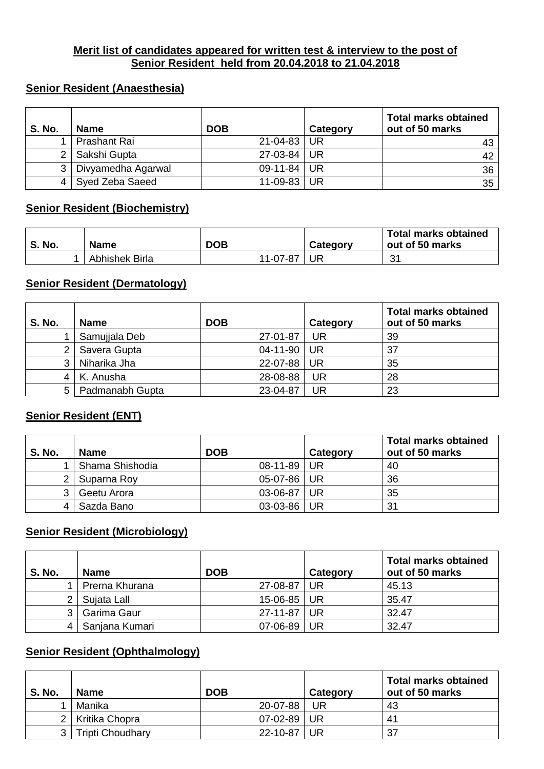**Merit list of candidates appeared for written test & interview to the post of Senior Resident held from 20.04.2018 to 21.04.2018**

## Senior Resident (Anaesthesia)

| S. No. | Name | DOB | Category | Total marks obtained out of 50 marks |
|---|---|---|---|---|
| 1 | Prashant Rai | 21-04-83 | UR | 43 |
| 2 | Sakshi Gupta | 27-03-84 | UR | 42 |
| 3 | Divyamedha Agarwal | 09-11-84 | UR | 36 |
| 4 | Syed Zeba Saeed | 11-09-83 | UR | 35 |

## Senior Resident (Biochemistry)

| S. No. | Name | DOB | Category | Total marks obtained out of 50 marks |
|---|---|---|---|---|
| 1 | Abhishek Birla | 11-07-87 | UR | 31 |

## Senior Resident (Dermatology)

| S. No. | Name | DOB | Category | Total marks obtained out of 50 marks |
|---|---|---|---|---|
| 1 | Samujjala Deb | 27-01-87 | UR | 39 |
| 2 | Savera Gupta | 04-11-90 | UR | 37 |
| 3 | Niharika Jha | 22-07-88 | UR | 35 |
| 4 | K. Anusha | 28-08-88 | UR | 28 |
| 5 | Padmanabh Gupta | 23-04-87 | UR | 23 |

## Senior Resident (ENT)

| S. No. | Name | DOB | Category | Total marks obtained out of 50 marks |
|---|---|---|---|---|
| 1 | Shama Shishodia | 08-11-89 | UR | 40 |
| 2 | Suparna Roy | 05-07-86 | UR | 36 |
| 3 | Geetu Arora | 03-06-87 | UR | 35 |
| 4 | Sazda Bano | 03-03-86 | UR | 31 |

## Senior Resident (Microbiology)

| S. No. | Name | DOB | Category | Total marks obtained out of 50 marks |
|---|---|---|---|---|
| 1 | Prerna Khurana | 27-08-87 | UR | 45.13 |
| 2 | Sujata Lall | 15-06-85 | UR | 35.47 |
| 3 | Garima Gaur | 27-11-87 | UR | 32.47 |
| 4 | Sanjana Kumari | 07-06-89 | UR | 32.47 |

## Senior Resident (Ophthalmology)

| S. No. | Name | DOB | Category | Total marks obtained out of 50 marks |
|---|---|---|---|---|
| 1 | Manika | 20-07-88 | UR | 43 |
| 2 | Kritika Chopra | 07-02-89 | UR | 41 |
| 3 | Tripti Choudhary | 22-10-87 | UR | 37 |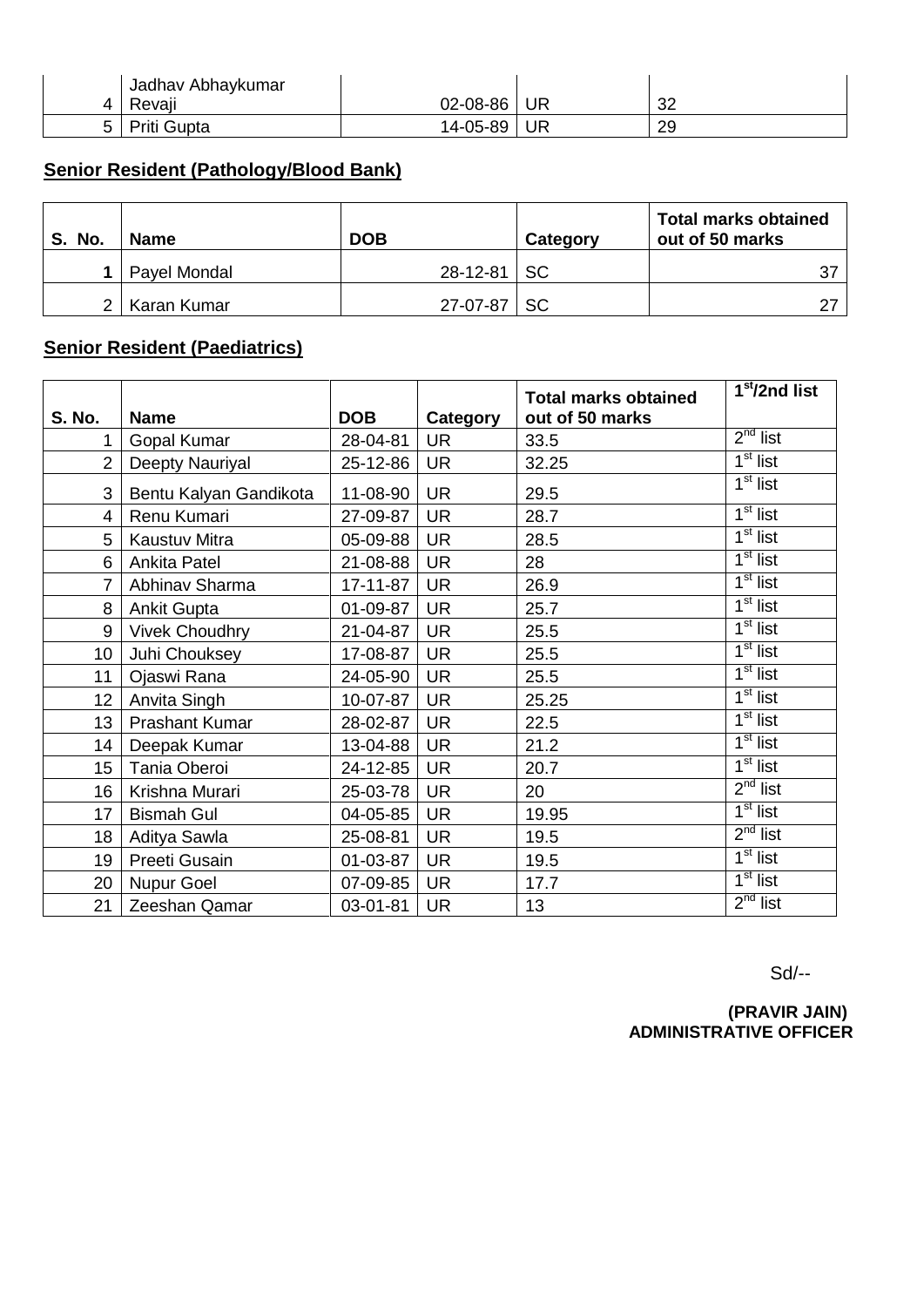| | | | | |
|---|---|---|---|---|
| 4 | Jadhav Abhaykumar Revaji | 02-08-86 | UR | 32 |
| 5 | Priti Gupta | 14-05-89 | UR | 29 |

**Senior Resident (Pathology/Blood Bank)**

| S. No. | Name | DOB | Category | Total marks obtained out of 50 marks |
|---|---|---|---|---|
| 1 | Payel Mondal | 28-12-81 | SC | 37 |
| 2 | Karan Kumar | 27-07-87 | SC | 27 |

**Senior Resident (Paediatrics)**

| S. No. | Name | DOB | Category | Total marks obtained out of 50 marks | 1st/2nd list |
|---|---|---|---|---|---|
| 1 | Gopal Kumar | 28-04-81 | UR | 33.5 | 2nd list |
| 2 | Deepty Nauriyal | 25-12-86 | UR | 32.25 | 1st list |
| 3 | Bentu Kalyan Gandikota | 11-08-90 | UR | 29.5 | 1st list |
| 4 | Renu Kumari | 27-09-87 | UR | 28.7 | 1st list |
| 5 | Kaustuv Mitra | 05-09-88 | UR | 28.5 | 1st list |
| 6 | Ankita Patel | 21-08-88 | UR | 28 | 1st list |
| 7 | Abhinav Sharma | 17-11-87 | UR | 26.9 | 1st list |
| 8 | Ankit Gupta | 01-09-87 | UR | 25.7 | 1st list |
| 9 | Vivek Choudhry | 21-04-87 | UR | 25.5 | 1st list |
| 10 | Juhi Chouksey | 17-08-87 | UR | 25.5 | 1st list |
| 11 | Ojaswi Rana | 24-05-90 | UR | 25.5 | 1st list |
| 12 | Anvita Singh | 10-07-87 | UR | 25.25 | 1st list |
| 13 | Prashant Kumar | 28-02-87 | UR | 22.5 | 1st list |
| 14 | Deepak Kumar | 13-04-88 | UR | 21.2 | 1st list |
| 15 | Tania Oberoi | 24-12-85 | UR | 20.7 | 1st list |
| 16 | Krishna Murari | 25-03-78 | UR | 20 | 2nd list |
| 17 | Bismah Gul | 04-05-85 | UR | 19.95 | 1st list |
| 18 | Aditya Sawla | 25-08-81 | UR | 19.5 | 2nd list |
| 19 | Preeti Gusain | 01-03-87 | UR | 19.5 | 1st list |
| 20 | Nupur Goel | 07-09-85 | UR | 17.7 | 1st list |
| 21 | Zeeshan Qamar | 03-01-81 | UR | 13 | 2nd list |

Sd/--

**(PRAVIR JAIN)**
**ADMINISTRATIVE OFFICER**